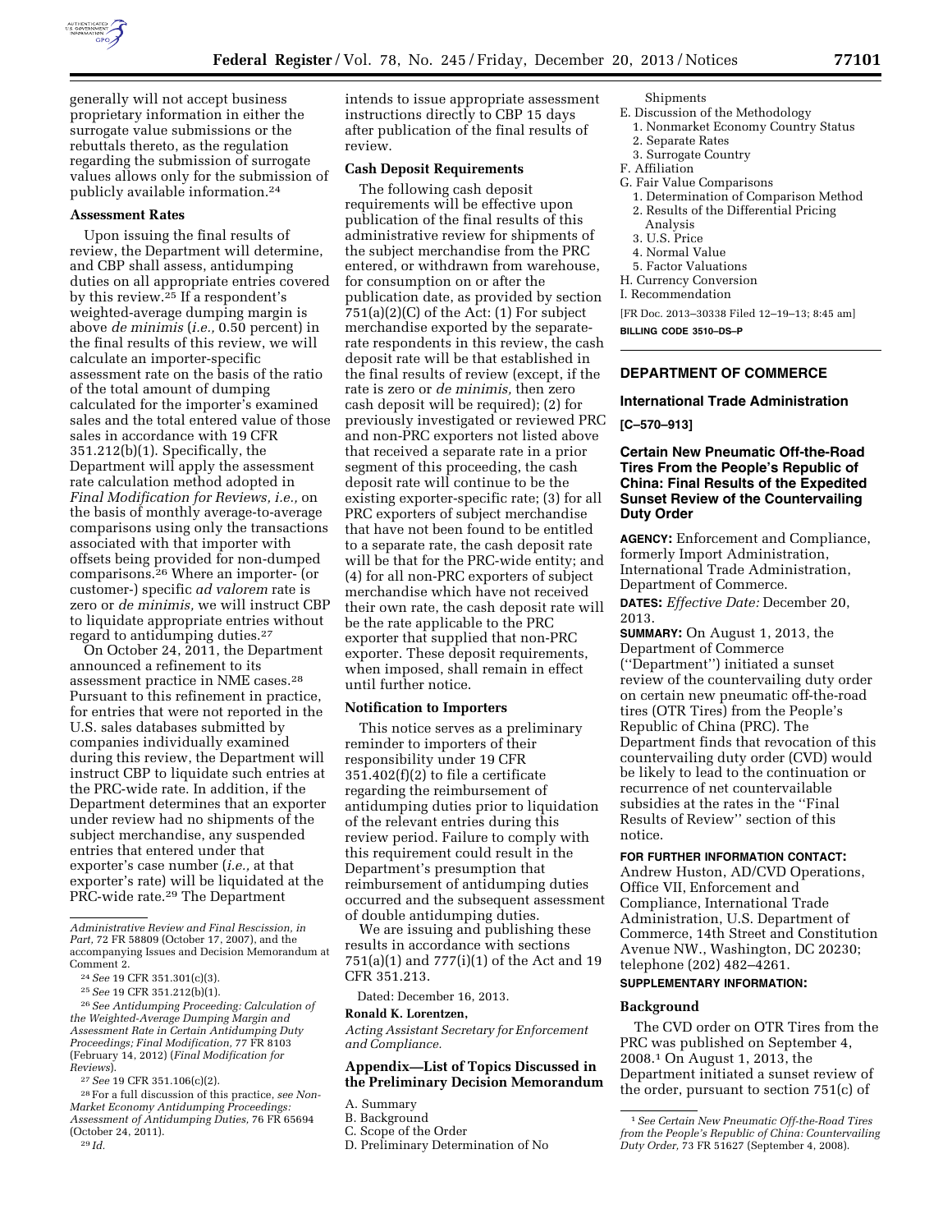generally will not accept business proprietary information in either the surrogate value submissions or the rebuttals thereto, as the regulation regarding the submission of surrogate values allows only for the submission of publicly available information.[24]

**Assessment Rates**

Upon issuing the final results of review, the Department will determine, and CBP shall assess, antidumping duties on all appropriate entries covered by this review.[25] If a respondent's weighted-average dumping margin is above *de minimis* (*i.e.,* 0.50 percent) in the final results of this review, we will calculate an importer-specific assessment rate on the basis of the ratio of the total amount of dumping calculated for the importer's examined sales and the total entered value of those sales in accordance with 19 CFR 351.212(b)(1). Specifically, the Department will apply the assessment rate calculation method adopted in *Final Modification for Reviews, i.e.,* on the basis of monthly average-to-average comparisons using only the transactions associated with that importer with offsets being provided for non-dumped comparisons.[26] Where an importer- (or customer-) specific *ad valorem* rate is zero or *de minimis,* we will instruct CBP to liquidate appropriate entries without regard to antidumping duties.[27]

On October 24, 2011, the Department announced a refinement to its assessment practice in NME cases.[28] Pursuant to this refinement in practice, for entries that were not reported in the U.S. sales databases submitted by companies individually examined during this review, the Department will instruct CBP to liquidate such entries at the PRC-wide rate. In addition, if the Department determines that an exporter under review had no shipments of the subject merchandise, any suspended entries that entered under that exporter's case number (*i.e.,* at that exporter's rate) will be liquidated at the PRC-wide rate.[29] The Department intends to issue appropriate assessment instructions directly to CBP 15 days after publication of the final results of review.

**Cash Deposit Requirements**

The following cash deposit requirements will be effective upon publication of the final results of this administrative review for shipments of the subject merchandise from the PRC entered, or withdrawn from warehouse, for consumption on or after the publication date, as provided by section 751(a)(2)(C) of the Act: (1) For subject merchandise exported by the separate-rate respondents in this review, the cash deposit rate will be that established in the final results of review (except, if the rate is zero or *de minimis,* then zero cash deposit will be required); (2) for previously investigated or reviewed PRC and non-PRC exporters not listed above that received a separate rate in a prior segment of this proceeding, the cash deposit rate will continue to be the existing exporter-specific rate; (3) for all PRC exporters of subject merchandise that have not been found to be entitled to a separate rate, the cash deposit rate will be that for the PRC-wide entity; and (4) for all non-PRC exporters of subject merchandise which have not received their own rate, the cash deposit rate will be the rate applicable to the PRC exporter that supplied that non-PRC exporter. These deposit requirements, when imposed, shall remain in effect until further notice.

**Notification to Importers**

This notice serves as a preliminary reminder to importers of their responsibility under 19 CFR 351.402(f)(2) to file a certificate regarding the reimbursement of antidumping duties prior to liquidation of the relevant entries during this review period. Failure to comply with this requirement could result in the Department's presumption that reimbursement of antidumping duties occurred and the subsequent assessment of double antidumping duties.

We are issuing and publishing these results in accordance with sections 751(a)(1) and 777(i)(1) of the Act and 19 CFR 351.213.

Dated: December 16, 2013.

**Ronald K. Lorentzen,**

*Acting Assistant Secretary for Enforcement and Compliance.*

**Appendix—List of Topics Discussed in the Preliminary Decision Memorandum**

A. Summary
B. Background
C. Scope of the Order
D. Preliminary Determination of No Shipments
E. Discussion of the Methodology
  1. Nonmarket Economy Country Status
  2. Separate Rates
  3. Surrogate Country
F. Affiliation
G. Fair Value Comparisons
  1. Determination of Comparison Method
  2. Results of the Differential Pricing Analysis
  3. U.S. Price
  4. Normal Value
  5. Factor Valuations
H. Currency Conversion
I. Recommendation

[FR Doc. 2013–30338 Filed 12–19–13; 8:45 am]

**BILLING CODE 3510–DS–P**

---

*Administrative Review and Final Rescission, in Part,* 72 FR 58809 (October 17, 2007), and the accompanying Issues and Decision Memorandum at Comment 2.

[24] *See* 19 CFR 351.301(c)(3).

[25] *See* 19 CFR 351.212(b)(1).

[26] *See Antidumping Proceeding: Calculation of the Weighted-Average Dumping Margin and Assessment Rate in Certain Antidumping Duty Proceedings; Final Modification,* 77 FR 8103 (February 14, 2012) (*Final Modification for Reviews*).

[27] *See* 19 CFR 351.106(c)(2).

[28] For a full discussion of this practice, *see Non-Market Economy Antidumping Proceedings: Assessment of Antidumping Duties,* 76 FR 65694 (October 24, 2011).

[29] *Id.*

---

## DEPARTMENT OF COMMERCE

### International Trade Administration

**[C–570–913]**

### Certain New Pneumatic Off-the-Road Tires From the People's Republic of China: Final Results of the Expedited Sunset Review of the Countervailing Duty Order

**AGENCY:** Enforcement and Compliance, formerly Import Administration, International Trade Administration, Department of Commerce.

**DATES:** *Effective Date:* December 20, 2013.

**SUMMARY:** On August 1, 2013, the Department of Commerce (''Department'') initiated a sunset review of the countervailing duty order on certain new pneumatic off-the-road tires (OTR Tires) from the People's Republic of China (PRC). The Department finds that revocation of this countervailing duty order (CVD) would be likely to lead to the continuation or recurrence of net countervailable subsidies at the rates in the ''Final Results of Review'' section of this notice.

**FOR FURTHER INFORMATION CONTACT:** Andrew Huston, AD/CVD Operations, Office VII, Enforcement and Compliance, International Trade Administration, U.S. Department of Commerce, 14th Street and Constitution Avenue NW., Washington, DC 20230; telephone (202) 482–4261.

**SUPPLEMENTARY INFORMATION:**

**Background**

The CVD order on OTR Tires from the PRC was published on September 4, 2008.[1] On August 1, 2013, the Department initiated a sunset review of the order, pursuant to section 751(c) of

[1] *See Certain New Pneumatic Off-the-Road Tires from the People's Republic of China: Countervailing Duty Order,* 73 FR 51627 (September 4, 2008).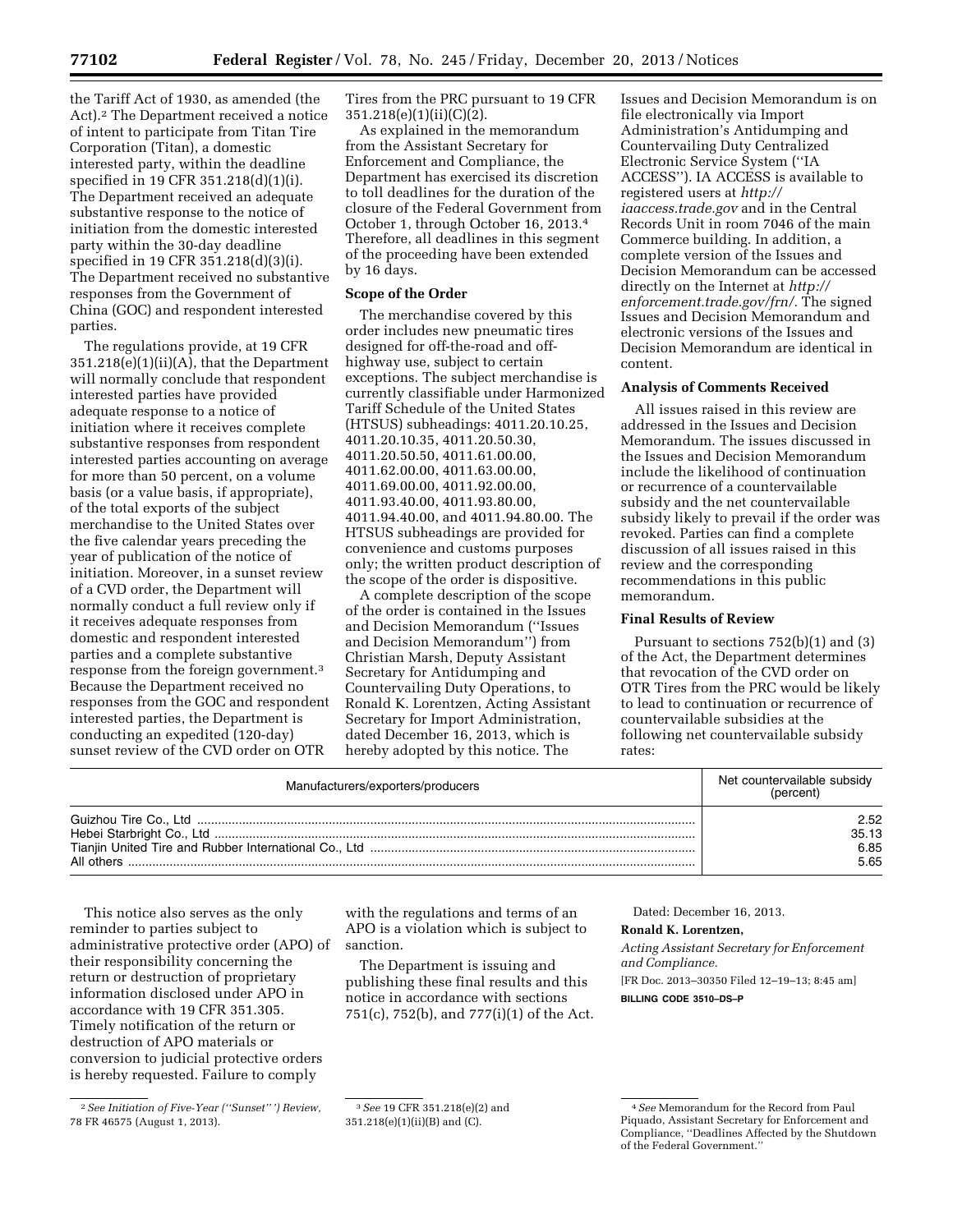the Tariff Act of 1930, as amended (the Act).[2] The Department received a notice of intent to participate from Titan Tire Corporation (Titan), a domestic interested party, within the deadline specified in 19 CFR 351.218(d)(1)(i). The Department received an adequate substantive response to the notice of initiation from the domestic interested party within the 30-day deadline specified in 19 CFR 351.218(d)(3)(i). The Department received no substantive responses from the Government of China (GOC) and respondent interested parties.

The regulations provide, at 19 CFR 351.218(e)(1)(ii)(A), that the Department will normally conclude that respondent interested parties have provided adequate response to a notice of initiation where it receives complete substantive responses from respondent interested parties accounting on average for more than 50 percent, on a volume basis (or a value basis, if appropriate), of the total exports of the subject merchandise to the United States over the five calendar years preceding the year of publication of the notice of initiation. Moreover, in a sunset review of a CVD order, the Department will normally conduct a full review only if it receives adequate responses from domestic and respondent interested parties and a complete substantive response from the foreign government.[3] Because the Department received no responses from the GOC and respondent interested parties, the Department is conducting an expedited (120-day) sunset review of the CVD order on OTR Tires from the PRC pursuant to 19 CFR 351.218(e)(1)(ii)(C)(2).

As explained in the memorandum from the Assistant Secretary for Enforcement and Compliance, the Department has exercised its discretion to toll deadlines for the duration of the closure of the Federal Government from October 1, through October 16, 2013.[4] Therefore, all deadlines in this segment of the proceeding have been extended by 16 days.

**Scope of the Order**

The merchandise covered by this order includes new pneumatic tires designed for off-the-road and off-highway use, subject to certain exceptions. The subject merchandise is currently classifiable under Harmonized Tariff Schedule of the United States (HTSUS) subheadings: 4011.20.10.25, 4011.20.10.35, 4011.20.50.30, 4011.20.50.50, 4011.61.00.00, 4011.62.00.00, 4011.63.00.00, 4011.69.00.00, 4011.92.00.00, 4011.93.40.00, 4011.93.80.00, 4011.94.40.00, and 4011.94.80.00. The HTSUS subheadings are provided for convenience and customs purposes only; the written product description of the scope of the order is dispositive.

A complete description of the scope of the order is contained in the Issues and Decision Memorandum (''Issues and Decision Memorandum'') from Christian Marsh, Deputy Assistant Secretary for Antidumping and Countervailing Duty Operations, to Ronald K. Lorentzen, Acting Assistant Secretary for Import Administration, dated December 16, 2013, which is hereby adopted by this notice. The Issues and Decision Memorandum is on file electronically via Import Administration's Antidumping and Countervailing Duty Centralized Electronic Service System (''IA ACCESS''). IA ACCESS is available to registered users at *http://iaaccess.trade.gov* and in the Central Records Unit in room 7046 of the main Commerce building. In addition, a complete version of the Issues and Decision Memorandum can be accessed directly on the Internet at *http://enforcement.trade.gov/frn/*. The signed Issues and Decision Memorandum and electronic versions of the Issues and Decision Memorandum are identical in content.

**Analysis of Comments Received**

All issues raised in this review are addressed in the Issues and Decision Memorandum. The issues discussed in the Issues and Decision Memorandum include the likelihood of continuation or recurrence of a countervailable subsidy and the net countervailable subsidy likely to prevail if the order was revoked. Parties can find a complete discussion of all issues raised in this review and the corresponding recommendations in this public memorandum.

**Final Results of Review**

Pursuant to sections 752(b)(1) and (3) of the Act, the Department determines that revocation of the CVD order on OTR Tires from the PRC would be likely to lead to continuation or recurrence of countervailable subsidies at the following net countervailable subsidy rates:

| Manufacturers/exporters/producers | Net countervailable subsidy (percent) |
|---|---|
| Guizhou Tire Co., Ltd | 2.52 |
| Hebei Starbright Co., Ltd | 35.13 |
| Tianjin United Tire and Rubber International Co., Ltd | 6.85 |
| All others | 5.65 |

This notice also serves as the only reminder to parties subject to administrative protective order (APO) of their responsibility concerning the return or destruction of proprietary information disclosed under APO in accordance with 19 CFR 351.305. Timely notification of the return or destruction of APO materials or conversion to judicial protective orders is hereby requested. Failure to comply with the regulations and terms of an APO is a violation which is subject to sanction.

The Department is issuing and publishing these final results and this notice in accordance with sections 751(c), 752(b), and 777(i)(1) of the Act.

Dated: December 16, 2013.

**Ronald K. Lorentzen,**

*Acting Assistant Secretary for Enforcement and Compliance.*

[FR Doc. 2013–30350 Filed 12–19–13; 8:45 am]

**BILLING CODE 3510–DS–P**

---

[2] *See Initiation of Five-Year (''Sunset'') Review,* 78 FR 46575 (August 1, 2013).

[3] *See* 19 CFR 351.218(e)(2) and 351.218(e)(1)(ii)(B) and (C).

[4] *See* Memorandum for the Record from Paul Piquado, Assistant Secretary for Enforcement and Compliance, ''Deadlines Affected by the Shutdown of the Federal Government.''